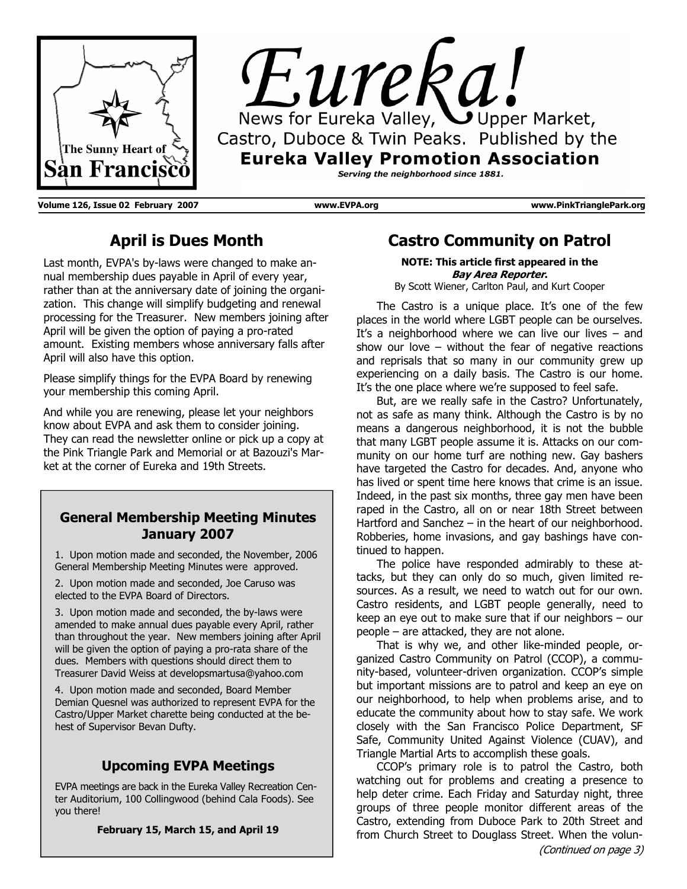# Eureka!

News for Eureka Valley, Upper Market, Castro, Duboce & Twin Peaks. Published by the **Eureka Valley Promotion Association**

***Serving the neighborhood since 1881.***

The Sunny Heart of San Francisco

**Volume 126, Issue 02 February 2007** **www.EVPA.org** **www.PinkTrianglePark.org**

## April is Dues Month

Last month, EVPA's by-laws were changed to make annual membership dues payable in April of every year, rather than at the anniversary date of joining the organization. This change will simplify budgeting and renewal processing for the Treasurer. New members joining after April will be given the option of paying a pro-rated amount. Existing members whose anniversary falls after April will also have this option.

Please simplify things for the EVPA Board by renewing your membership this coming April.

And while you are renewing, please let your neighbors know about EVPA and ask them to consider joining. They can read the newsletter online or pick up a copy at the Pink Triangle Park and Memorial or at Bazouzi's Market at the corner of Eureka and 19th Streets.

### General Membership Meeting Minutes January 2007

1. Upon motion made and seconded, the November, 2006 General Membership Meeting Minutes were approved.
2. Upon motion made and seconded, Joe Caruso was elected to the EVPA Board of Directors.
3. Upon motion made and seconded, the by-laws were amended to make annual dues payable every April, rather than throughout the year. New members joining after April will be given the option of paying a pro-rata share of the dues. Members with questions should direct them to Treasurer David Weiss at developsmartusa@yahoo.com
4. Upon motion made and seconded, Board Member Demian Quesnel was authorized to represent EVPA for the Castro/Upper Market charette being conducted at the behest of Supervisor Bevan Dufty.

### Upcoming EVPA Meetings

EVPA meetings are back in the Eureka Valley Recreation Center Auditorium, 100 Collingwood (behind Cala Foods). See you there!

**February 15, March 15, and April 19**

## Castro Community on Patrol

**NOTE: This article first appeared in the *Bay Area Reporter*.**
By Scott Wiener, Carlton Paul, and Kurt Cooper

The Castro is a unique place. It's one of the few places in the world where LGBT people can be ourselves. It's a neighborhood where we can live our lives – and show our love – without the fear of negative reactions and reprisals that so many in our community grew up experiencing on a daily basis. The Castro is our home. It's the one place where we're supposed to feel safe.

But, are we really safe in the Castro? Unfortunately, not as safe as many think. Although the Castro is by no means a dangerous neighborhood, it is not the bubble that many LGBT people assume it is. Attacks on our community on our home turf are nothing new. Gay bashers have targeted the Castro for decades. And, anyone who has lived or spent time here knows that crime is an issue. Indeed, in the past six months, three gay men have been raped in the Castro, all on or near 18th Street between Hartford and Sanchez – in the heart of our neighborhood. Robberies, home invasions, and gay bashings have continued to happen.

The police have responded admirably to these attacks, but they can only do so much, given limited resources. As a result, we need to watch out for our own. Castro residents, and LGBT people generally, need to keep an eye out to make sure that if our neighbors – our people – are attacked, they are not alone.

That is why we, and other like-minded people, organized Castro Community on Patrol (CCOP), a community-based, volunteer-driven organization. CCOP's simple but important missions are to patrol and keep an eye on our neighborhood, to help when problems arise, and to educate the community about how to stay safe. We work closely with the San Francisco Police Department, SF Safe, Community United Against Violence (CUAV), and Triangle Martial Arts to accomplish these goals.

CCOP's primary role is to patrol the Castro, both watching out for problems and creating a presence to help deter crime. Each Friday and Saturday night, three groups of three people monitor different areas of the Castro, extending from Duboce Park to 20th Street and from Church Street to Douglass Street. When the volun-

*(Continued on page 3)*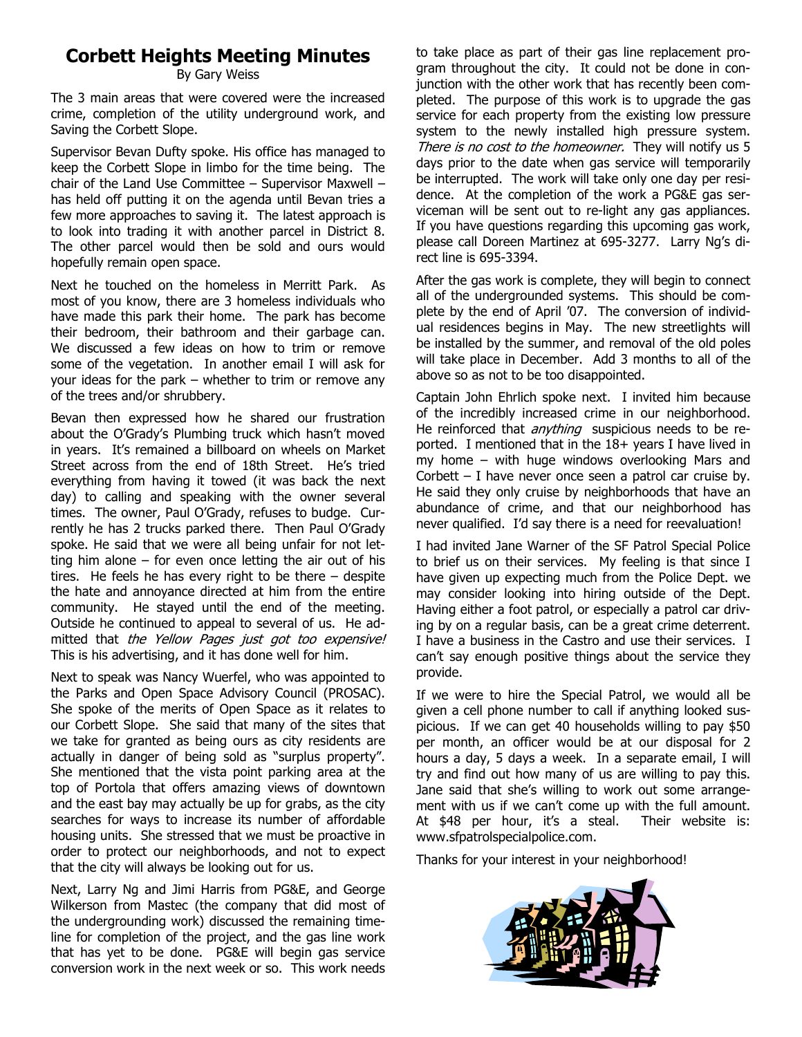# Corbett Heights Meeting Minutes

By Gary Weiss

The 3 main areas that were covered were the increased crime, completion of the utility underground work, and Saving the Corbett Slope.

Supervisor Bevan Dufty spoke. His office has managed to keep the Corbett Slope in limbo for the time being. The chair of the Land Use Committee – Supervisor Maxwell – has held off putting it on the agenda until Bevan tries a few more approaches to saving it. The latest approach is to look into trading it with another parcel in District 8. The other parcel would then be sold and ours would hopefully remain open space.

Next he touched on the homeless in Merritt Park. As most of you know, there are 3 homeless individuals who have made this park their home. The park has become their bedroom, their bathroom and their garbage can. We discussed a few ideas on how to trim or remove some of the vegetation. In another email I will ask for your ideas for the park – whether to trim or remove any of the trees and/or shrubbery.

Bevan then expressed how he shared our frustration about the O'Grady's Plumbing truck which hasn't moved in years. It's remained a billboard on wheels on Market Street across from the end of 18th Street. He's tried everything from having it towed (it was back the next day) to calling and speaking with the owner several times. The owner, Paul O'Grady, refuses to budge. Currently he has 2 trucks parked there. Then Paul O'Grady spoke. He said that we were all being unfair for not letting him alone – for even once letting the air out of his tires. He feels he has every right to be there – despite the hate and annoyance directed at him from the entire community. He stayed until the end of the meeting. Outside he continued to appeal to several of us. He admitted that *the Yellow Pages just got too expensive!* This is his advertising, and it has done well for him.

Next to speak was Nancy Wuerfel, who was appointed to the Parks and Open Space Advisory Council (PROSAC). She spoke of the merits of Open Space as it relates to our Corbett Slope. She said that many of the sites that we take for granted as being ours as city residents are actually in danger of being sold as "surplus property". She mentioned that the vista point parking area at the top of Portola that offers amazing views of downtown and the east bay may actually be up for grabs, as the city searches for ways to increase its number of affordable housing units. She stressed that we must be proactive in order to protect our neighborhoods, and not to expect that the city will always be looking out for us.

Next, Larry Ng and Jimi Harris from PG&E, and George Wilkerson from Mastec (the company that did most of the undergrounding work) discussed the remaining timeline for completion of the project, and the gas line work that has yet to be done. PG&E will begin gas service conversion work in the next week or so. This work needs to take place as part of their gas line replacement program throughout the city. It could not be done in conjunction with the other work that has recently been completed. The purpose of this work is to upgrade the gas service for each property from the existing low pressure system to the newly installed high pressure system. *There is no cost to the homeowner.* They will notify us 5 days prior to the date when gas service will temporarily be interrupted. The work will take only one day per residence. At the completion of the work a PG&E gas serviceman will be sent out to re-light any gas appliances. If you have questions regarding this upcoming gas work, please call Doreen Martinez at 695-3277. Larry Ng's direct line is 695-3394.

After the gas work is complete, they will begin to connect all of the undergrounded systems. This should be complete by the end of April '07. The conversion of individual residences begins in May. The new streetlights will be installed by the summer, and removal of the old poles will take place in December. Add 3 months to all of the above so as not to be too disappointed.

Captain John Ehrlich spoke next. I invited him because of the incredibly increased crime in our neighborhood. He reinforced that *anything* suspicious needs to be reported. I mentioned that in the 18+ years I have lived in my home – with huge windows overlooking Mars and Corbett – I have never once seen a patrol car cruise by. He said they only cruise by neighborhoods that have an abundance of crime, and that our neighborhood has never qualified. I'd say there is a need for reevaluation!

I had invited Jane Warner of the SF Patrol Special Police to brief us on their services. My feeling is that since I have given up expecting much from the Police Dept. we may consider looking into hiring outside of the Dept. Having either a foot patrol, or especially a patrol car driving by on a regular basis, can be a great crime deterrent. I have a business in the Castro and use their services. I can't say enough positive things about the service they provide.

If we were to hire the Special Patrol, we would all be given a cell phone number to call if anything looked suspicious. If we can get 40 households willing to pay $50 per month, an officer would be at our disposal for 2 hours a day, 5 days a week. In a separate email, I will try and find out how many of us are willing to pay this. Jane said that she's willing to work out some arrangement with us if we can't come up with the full amount. At $48 per hour, it's a steal. Their website is: www.sfpatrolspecialpolice.com.

Thanks for your interest in your neighborhood!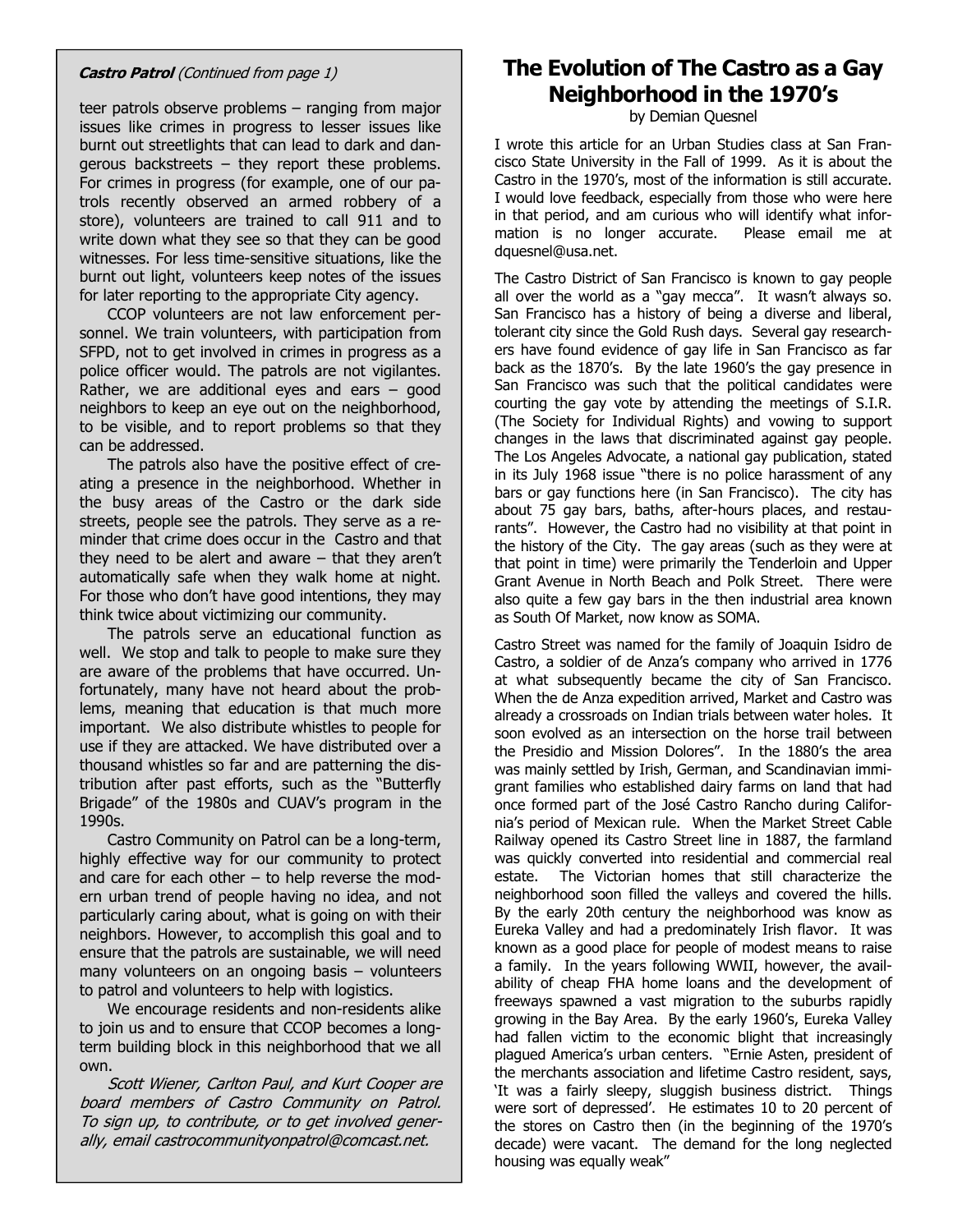***Castro Patrol*** *(Continued from page 1)*

teer patrols observe problems – ranging from major issues like crimes in progress to lesser issues like burnt out streetlights that can lead to dark and dangerous backstreets – they report these problems. For crimes in progress (for example, one of our patrols recently observed an armed robbery of a store), volunteers are trained to call 911 and to write down what they see so that they can be good witnesses. For less time-sensitive situations, like the burnt out light, volunteers keep notes of the issues for later reporting to the appropriate City agency.

CCOP volunteers are not law enforcement personnel. We train volunteers, with participation from SFPD, not to get involved in crimes in progress as a police officer would. The patrols are not vigilantes. Rather, we are additional eyes and ears – good neighbors to keep an eye out on the neighborhood, to be visible, and to report problems so that they can be addressed.

The patrols also have the positive effect of creating a presence in the neighborhood. Whether in the busy areas of the Castro or the dark side streets, people see the patrols. They serve as a reminder that crime does occur in the Castro and that they need to be alert and aware – that they aren't automatically safe when they walk home at night. For those who don't have good intentions, they may think twice about victimizing our community.

The patrols serve an educational function as well. We stop and talk to people to make sure they are aware of the problems that have occurred. Unfortunately, many have not heard about the problems, meaning that education is that much more important. We also distribute whistles to people for use if they are attacked. We have distributed over a thousand whistles so far and are patterning the distribution after past efforts, such as the "Butterfly Brigade" of the 1980s and CUAV's program in the 1990s.

Castro Community on Patrol can be a long-term, highly effective way for our community to protect and care for each other – to help reverse the modern urban trend of people having no idea, and not particularly caring about, what is going on with their neighbors. However, to accomplish this goal and to ensure that the patrols are sustainable, we will need many volunteers on an ongoing basis – volunteers to patrol and volunteers to help with logistics.

We encourage residents and non-residents alike to join us and to ensure that CCOP becomes a long-term building block in this neighborhood that we all own.

*Scott Wiener, Carlton Paul, and Kurt Cooper are board members of Castro Community on Patrol. To sign up, to contribute, or to get involved generally, email castrocommunityonpatrol@comcast.net.*

# The Evolution of The Castro as a Gay Neighborhood in the 1970's

by Demian Quesnel

I wrote this article for an Urban Studies class at San Francisco State University in the Fall of 1999. As it is about the Castro in the 1970's, most of the information is still accurate. I would love feedback, especially from those who were here in that period, and am curious who will identify what information is no longer accurate. Please email me at dquesnel@usa.net.

The Castro District of San Francisco is known to gay people all over the world as a "gay mecca". It wasn't always so. San Francisco has a history of being a diverse and liberal, tolerant city since the Gold Rush days. Several gay researchers have found evidence of gay life in San Francisco as far back as the 1870's. By the late 1960's the gay presence in San Francisco was such that the political candidates were courting the gay vote by attending the meetings of S.I.R. (The Society for Individual Rights) and vowing to support changes in the laws that discriminated against gay people. The Los Angeles Advocate, a national gay publication, stated in its July 1968 issue "there is no police harassment of any bars or gay functions here (in San Francisco). The city has about 75 gay bars, baths, after-hours places, and restaurants". However, the Castro had no visibility at that point in the history of the City. The gay areas (such as they were at that point in time) were primarily the Tenderloin and Upper Grant Avenue in North Beach and Polk Street. There were also quite a few gay bars in the then industrial area known as South Of Market, now know as SOMA.

Castro Street was named for the family of Joaquin Isidro de Castro, a soldier of de Anza's company who arrived in 1776 at what subsequently became the city of San Francisco. When the de Anza expedition arrived, Market and Castro was already a crossroads on Indian trials between water holes. It soon evolved as an intersection on the horse trail between the Presidio and Mission Dolores". In the 1880's the area was mainly settled by Irish, German, and Scandinavian immigrant families who established dairy farms on land that had once formed part of the José Castro Rancho during California's period of Mexican rule. When the Market Street Cable Railway opened its Castro Street line in 1887, the farmland was quickly converted into residential and commercial real estate. The Victorian homes that still characterize the neighborhood soon filled the valleys and covered the hills. By the early 20th century the neighborhood was know as Eureka Valley and had a predominately Irish flavor. It was known as a good place for people of modest means to raise a family. In the years following WWII, however, the availability of cheap FHA home loans and the development of freeways spawned a vast migration to the suburbs rapidly growing in the Bay Area. By the early 1960's, Eureka Valley had fallen victim to the economic blight that increasingly plagued America's urban centers. "Ernie Asten, president of the merchants association and lifetime Castro resident, says, 'It was a fairly sleepy, sluggish business district. Things were sort of depressed'. He estimates 10 to 20 percent of the stores on Castro then (in the beginning of the 1970's decade) were vacant. The demand for the long neglected housing was equally weak"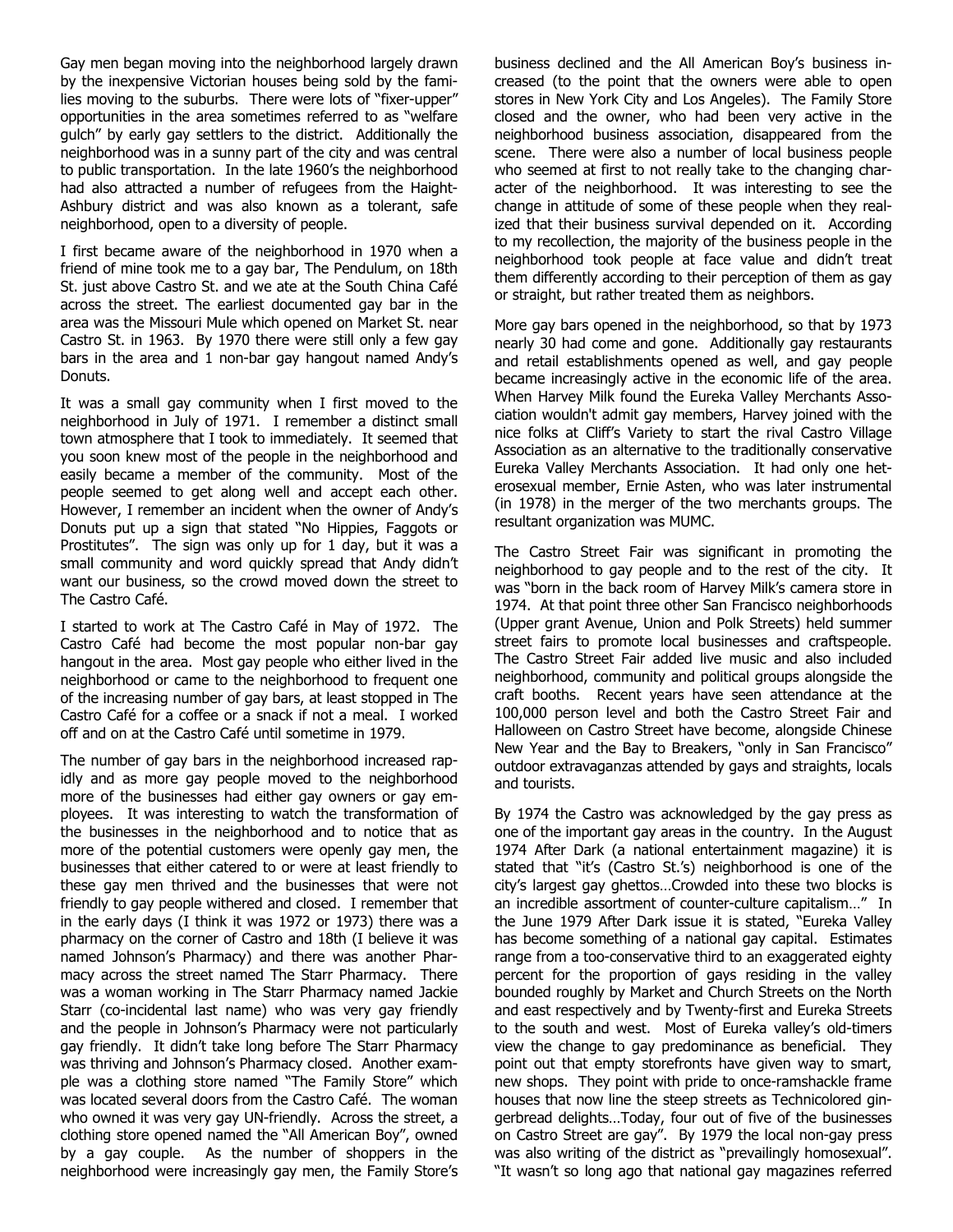Gay men began moving into the neighborhood largely drawn by the inexpensive Victorian houses being sold by the families moving to the suburbs. There were lots of "fixer-upper" opportunities in the area sometimes referred to as "welfare gulch" by early gay settlers to the district. Additionally the neighborhood was in a sunny part of the city and was central to public transportation. In the late 1960's the neighborhood had also attracted a number of refugees from the Haight-Ashbury district and was also known as a tolerant, safe neighborhood, open to a diversity of people.

I first became aware of the neighborhood in 1970 when a friend of mine took me to a gay bar, The Pendulum, on 18th St. just above Castro St. and we ate at the South China Café across the street. The earliest documented gay bar in the area was the Missouri Mule which opened on Market St. near Castro St. in 1963. By 1970 there were still only a few gay bars in the area and 1 non-bar gay hangout named Andy's Donuts.

It was a small gay community when I first moved to the neighborhood in July of 1971. I remember a distinct small town atmosphere that I took to immediately. It seemed that you soon knew most of the people in the neighborhood and easily became a member of the community. Most of the people seemed to get along well and accept each other. However, I remember an incident when the owner of Andy's Donuts put up a sign that stated "No Hippies, Faggots or Prostitutes". The sign was only up for 1 day, but it was a small community and word quickly spread that Andy didn't want our business, so the crowd moved down the street to The Castro Café.

I started to work at The Castro Café in May of 1972. The Castro Café had become the most popular non-bar gay hangout in the area. Most gay people who either lived in the neighborhood or came to the neighborhood to frequent one of the increasing number of gay bars, at least stopped in The Castro Café for a coffee or a snack if not a meal. I worked off and on at the Castro Café until sometime in 1979.

The number of gay bars in the neighborhood increased rapidly and as more gay people moved to the neighborhood more of the businesses had either gay owners or gay employees. It was interesting to watch the transformation of the businesses in the neighborhood and to notice that as more of the potential customers were openly gay men, the businesses that either catered to or were at least friendly to these gay men thrived and the businesses that were not friendly to gay people withered and closed. I remember that in the early days (I think it was 1972 or 1973) there was a pharmacy on the corner of Castro and 18th (I believe it was named Johnson's Pharmacy) and there was another Pharmacy across the street named The Starr Pharmacy. There was a woman working in The Starr Pharmacy named Jackie Starr (co-incidental last name) who was very gay friendly and the people in Johnson's Pharmacy were not particularly gay friendly. It didn't take long before The Starr Pharmacy was thriving and Johnson's Pharmacy closed. Another example was a clothing store named "The Family Store" which was located several doors from the Castro Café. The woman who owned it was very gay UN-friendly. Across the street, a clothing store opened named the "All American Boy", owned by a gay couple. As the number of shoppers in the neighborhood were increasingly gay men, the Family Store's business declined and the All American Boy's business increased (to the point that the owners were able to open stores in New York City and Los Angeles). The Family Store closed and the owner, who had been very active in the neighborhood business association, disappeared from the scene. There were also a number of local business people who seemed at first to not really take to the changing character of the neighborhood. It was interesting to see the change in attitude of some of these people when they realized that their business survival depended on it. According to my recollection, the majority of the business people in the neighborhood took people at face value and didn't treat them differently according to their perception of them as gay or straight, but rather treated them as neighbors.

More gay bars opened in the neighborhood, so that by 1973 nearly 30 had come and gone. Additionally gay restaurants and retail establishments opened as well, and gay people became increasingly active in the economic life of the area. When Harvey Milk found the Eureka Valley Merchants Association wouldn't admit gay members, Harvey joined with the nice folks at Cliff's Variety to start the rival Castro Village Association as an alternative to the traditionally conservative Eureka Valley Merchants Association. It had only one heterosexual member, Ernie Asten, who was later instrumental (in 1978) in the merger of the two merchants groups. The resultant organization was MUMC.

The Castro Street Fair was significant in promoting the neighborhood to gay people and to the rest of the city. It was "born in the back room of Harvey Milk's camera store in 1974. At that point three other San Francisco neighborhoods (Upper grant Avenue, Union and Polk Streets) held summer street fairs to promote local businesses and craftspeople. The Castro Street Fair added live music and also included neighborhood, community and political groups alongside the craft booths. Recent years have seen attendance at the 100,000 person level and both the Castro Street Fair and Halloween on Castro Street have become, alongside Chinese New Year and the Bay to Breakers, "only in San Francisco" outdoor extravaganzas attended by gays and straights, locals and tourists.

By 1974 the Castro was acknowledged by the gay press as one of the important gay areas in the country. In the August 1974 After Dark (a national entertainment magazine) it is stated that "it's (Castro St.'s) neighborhood is one of the city's largest gay ghettos…Crowded into these two blocks is an incredible assortment of counter-culture capitalism…" In the June 1979 After Dark issue it is stated, "Eureka Valley has become something of a national gay capital. Estimates range from a too-conservative third to an exaggerated eighty percent for the proportion of gays residing in the valley bounded roughly by Market and Church Streets on the North and east respectively and by Twenty-first and Eureka Streets to the south and west. Most of Eureka valley's old-timers view the change to gay predominance as beneficial. They point out that empty storefronts have given way to smart, new shops. They point with pride to once-ramshackle frame houses that now line the steep streets as Technicolored gingerbread delights…Today, four out of five of the businesses on Castro Street are gay". By 1979 the local non-gay press was also writing of the district as "prevailingly homosexual". "It wasn't so long ago that national gay magazines referred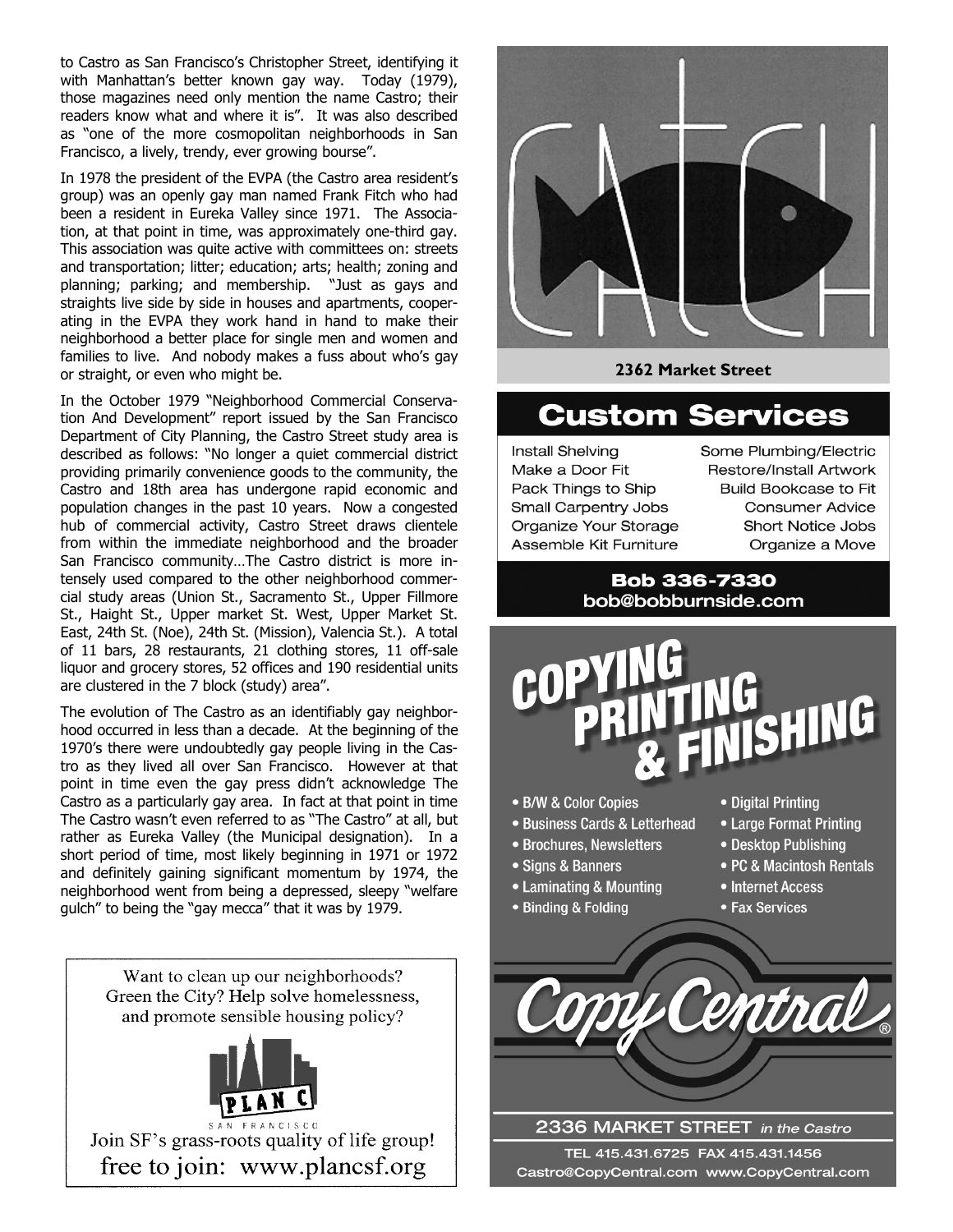to Castro as San Francisco's Christopher Street, identifying it with Manhattan's better known gay way. Today (1979), those magazines need only mention the name Castro; their readers know what and where it is". It was also described as "one of the more cosmopolitan neighborhoods in San Francisco, a lively, trendy, ever growing bourse".

In 1978 the president of the EVPA (the Castro area resident's group) was an openly gay man named Frank Fitch who had been a resident in Eureka Valley since 1971. The Association, at that point in time, was approximately one-third gay. This association was quite active with committees on: streets and transportation; litter; education; arts; health; zoning and planning; parking; and membership. "Just as gays and straights live side by side in houses and apartments, cooperating in the EVPA they work hand in hand to make their neighborhood a better place for single men and women and families to live. And nobody makes a fuss about who's gay or straight, or even who might be.

In the October 1979 "Neighborhood Commercial Conservation And Development" report issued by the San Francisco Department of City Planning, the Castro Street study area is described as follows: "No longer a quiet commercial district providing primarily convenience goods to the community, the Castro and 18th area has undergone rapid economic and population changes in the past 10 years. Now a congested hub of commercial activity, Castro Street draws clientele from within the immediate neighborhood and the broader San Francisco community…The Castro district is more intensely used compared to the other neighborhood commercial study areas (Union St., Sacramento St., Upper Fillmore St., Haight St., Upper market St. West, Upper Market St. East, 24th St. (Noe), 24th St. (Mission), Valencia St.). A total of 11 bars, 28 restaurants, 21 clothing stores, 11 off-sale liquor and grocery stores, 52 offices and 190 residential units are clustered in the 7 block (study) area".

The evolution of The Castro as an identifiably gay neighborhood occurred in less than a decade. At the beginning of the 1970's there were undoubtedly gay people living in the Castro as they lived all over San Francisco. However at that point in time even the gay press didn't acknowledge The Castro as a particularly gay area. In fact at that point in time The Castro wasn't even referred to as "The Castro" at all, but rather as Eureka Valley (the Municipal designation). In a short period of time, most likely beginning in 1971 or 1972 and definitely gaining significant momentum by 1974, the neighborhood went from being a depressed, sleepy "welfare gulch" to being the "gay mecca" that it was by 1979.

Want to clean up our neighborhoods? Green the City? Help solve homelessness, and promote sensible housing policy?

PLAN C SAN FRANCISCO

Join SF's grass-roots quality of life group!
free to join: www.plancsf.org

CATCH

**2362 Market Street**

## Custom Services

- Install Shelving
- Make a Door Fit
- Pack Things to Ship
- Small Carpentry Jobs
- Organize Your Storage
- Assemble Kit Furniture
- Some Plumbing/Electric
- Restore/Install Artwork
- Build Bookcase to Fit
- Consumer Advice
- Short Notice Jobs
- Organize a Move

**Bob 336-7330**
**bob@bobburnside.com**

## COPYING PRINTING & FINISHING

- B/W & Color Copies
- Business Cards & Letterhead
- Brochures, Newsletters
- Signs & Banners
- Laminating & Mounting
- Binding & Folding
- Digital Printing
- Large Format Printing
- Desktop Publishing
- PC & Macintosh Rentals
- Internet Access
- Fax Services

Copy Central®

2336 MARKET STREET *in the Castro*

TEL 415.431.6725 FAX 415.431.1456
Castro@CopyCentral.com www.CopyCentral.com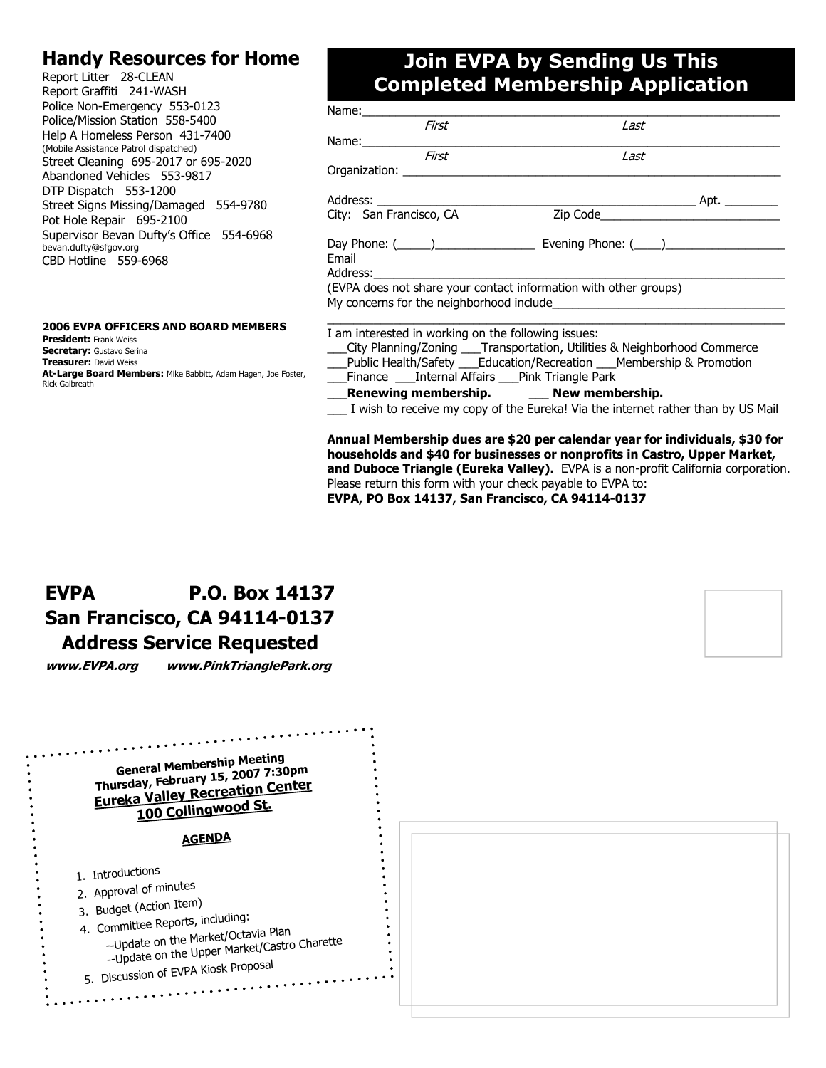## Handy Resources for Home

Report Litter 28-CLEAN
Report Graffiti 241-WASH
Police Non-Emergency 553-0123
Police/Mission Station 558-5400
Help A Homeless Person 431-7400
(Mobile Assistance Patrol dispatched)
Street Cleaning 695-2017 or 695-2020
Abandoned Vehicles 553-9817
DTP Dispatch 553-1200
Street Signs Missing/Damaged 554-9780
Pot Hole Repair 695-2100
Supervisor Bevan Dufty's Office 554-6968
bevan.dufty@sfgov.org
CBD Hotline 559-6968

**2006 EVPA OFFICERS AND BOARD MEMBERS**

**President:** Frank Weiss
**Secretary:** Gustavo Serina
**Treasurer:** David Weiss
**At-Large Board Members:** Mike Babbitt, Adam Hagen, Joe Foster, Rick Galbreath

## Join EVPA by Sending Us This Completed Membership Application

Name:______________________________________________
*First* *Last*

Name:______________________________________________
*First* *Last*

Organization: ______________________________________

Address: ___________________________________ Apt. ________
City: San Francisco, CA Zip Code__________________________

Day Phone: (_____)______________ Evening Phone: (____)_________________

Email Address:______________________________________________

(EVPA does not share your contact information with other groups)

My concerns for the neighborhood include___________________________________

______________________________________________________________

I am interested in working on the following issues:

___City Planning/Zoning ___Transportation, Utilities & Neighborhood Commerce
___Public Health/Safety ___Education/Recreation ___Membership & Promotion
___Finance ___Internal Affairs ___Pink Triangle Park

**___Renewing membership.** **___ New membership.**

___ I wish to receive my copy of the Eureka! Via the internet rather than by US Mail

**Annual Membership dues are $20 per calendar year for individuals, $30 for households and $40 for businesses or nonprofits in Castro, Upper Market, and Duboce Triangle (Eureka Valley).** EVPA is a non-profit California corporation. Please return this form with your check payable to EVPA to:
**EVPA, PO Box 14137, San Francisco, CA 94114-0137**

**EVPA P.O. Box 14137**
**San Francisco, CA 94114-0137**
**Address Service Requested**

***www.EVPA.org*** ***www.PinkTrianglePark.org***

**General Membership Meeting**
**Thursday, February 15, 2007 7:30pm**
**Eureka Valley Recreation Center**
**100 Collingwood St.**

**AGENDA**

1. Introductions
2. Approval of minutes
3. Budget (Action Item)
4. Committee Reports, including:
   --Update on the Market/Octavia Plan
   --Update on the Upper Market/Castro Charette
5. Discussion of EVPA Kiosk Proposal